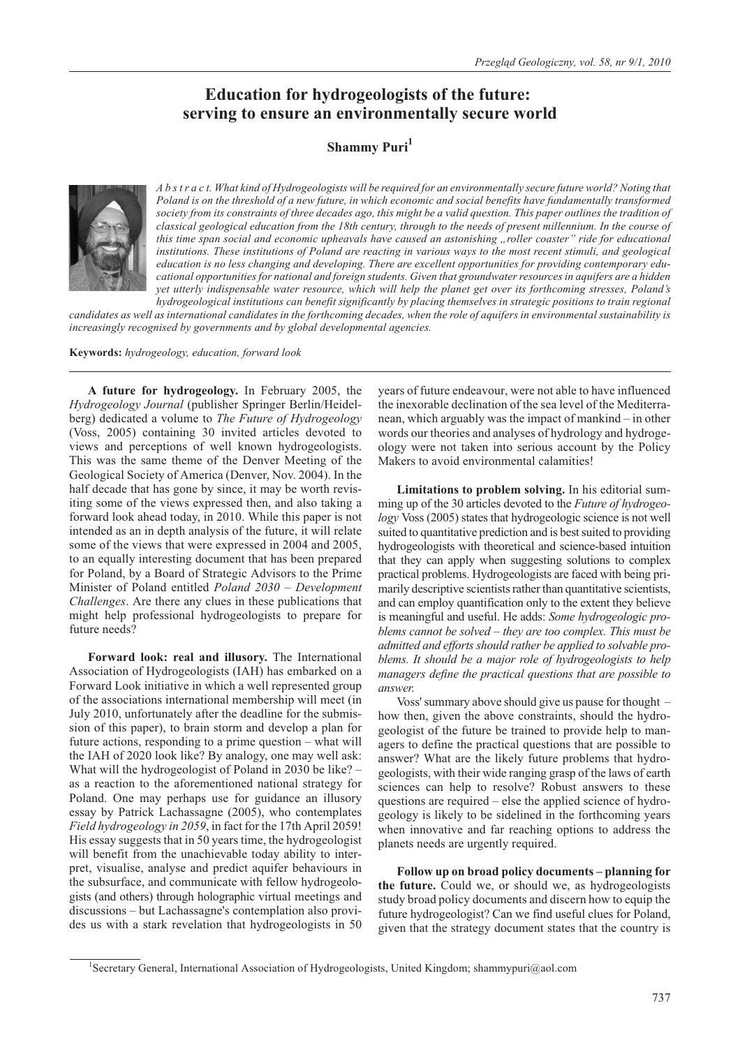# Education for hydrogeologists of the future: serving to ensure an environmentally secure world

**Shammy Puri**[1]

*A b s t r a c t. What kind of Hydrogeologists will be required for an environmentally secure future world? Noting that Poland is on the threshold of a new future, in which economic and social benefits have fundamentally transformed society from its constraints of three decades ago, this might be a valid question. This paper outlines the tradition of classical geological education from the 18th century, through to the needs of present millennium. In the course of this time span social and economic upheavals have caused an astonishing „roller coaster" ride for educational institutions. These institutions of Poland are reacting in various ways to the most recent stimuli, and geological education is no less changing and developing. There are excellent opportunities for providing contemporary educational opportunities for national and foreign students. Given that groundwater resources in aquifers are a hidden yet utterly indispensable water resource, which will help the planet get over its forthcoming stresses, Poland's hydrogeological institutions can benefit significantly by placing themselves in strategic positions to train regional candidates as well as international candidates in the forthcoming decades, when the role of aquifers in environmental sustainability is increasingly recognised by governments and by global developmental agencies.*

**Keywords:** *hydrogeology, education, forward look*

**A future for hydrogeology.** In February 2005, the *Hydrogeology Journal* (publisher Springer Berlin/Heidelberg) dedicated a volume to *The Future of Hydrogeology* (Voss, 2005) containing 30 invited articles devoted to views and perceptions of well known hydrogeologists. This was the same theme of the Denver Meeting of the Geological Society of America (Denver, Nov. 2004). In the half decade that has gone by since, it may be worth revisiting some of the views expressed then, and also taking a forward look ahead today, in 2010. While this paper is not intended as an in depth analysis of the future, it will relate some of the views that were expressed in 2004 and 2005, to an equally interesting document that has been prepared for Poland, by a Board of Strategic Advisors to the Prime Minister of Poland entitled *Poland 2030 – Development Challenges*. Are there any clues in these publications that might help professional hydrogeologists to prepare for future needs?

**Forward look: real and illusory.** The International Association of Hydrogeologists (IAH) has embarked on a Forward Look initiative in which a well represented group of the associations international membership will meet (in July 2010, unfortunately after the deadline for the submission of this paper), to brain storm and develop a plan for future actions, responding to a prime question – what will the IAH of 2020 look like? By analogy, one may well ask: What will the hydrogeologist of Poland in 2030 be like? – as a reaction to the aforementioned national strategy for Poland. One may perhaps use for guidance an illusory essay by Patrick Lachassagne (2005), who contemplates *Field hydrogeology in 2059*, in fact for the 17th April 2059! His essay suggests that in 50 years time, the hydrogeologist will benefit from the unachievable today ability to interpret, visualise, analyse and predict aquifer behaviours in the subsurface, and communicate with fellow hydrogeologists (and others) through holographic virtual meetings and discussions – but Lachassagne's contemplation also provides us with a stark revelation that hydrogeologists in 50 years of future endeavour, were not able to have influenced the inexorable declination of the sea level of the Mediterranean, which arguably was the impact of mankind – in other words our theories and analyses of hydrology and hydrogeology were not taken into serious account by the Policy Makers to avoid environmental calamities!

**Limitations to problem solving.** In his editorial summing up of the 30 articles devoted to the *Future of hydrogeology* Voss (2005) states that hydrogeologic science is not well suited to quantitative prediction and is best suited to providing hydrogeologists with theoretical and science-based intuition that they can apply when suggesting solutions to complex practical problems. Hydrogeologists are faced with being primarily descriptive scientists rather than quantitative scientists, and can employ quantification only to the extent they believe is meaningful and useful. He adds: *Some hydrogeologic problems cannot be solved – they are too complex. This must be admitted and efforts should rather be applied to solvable problems. It should be a major role of hydrogeologists to help managers define the practical questions that are possible to answer.*

Voss' summary above should give us pause for thought – how then, given the above constraints, should the hydrogeologist of the future be trained to provide help to managers to define the practical questions that are possible to answer? What are the likely future problems that hydrogeologists, with their wide ranging grasp of the laws of earth sciences can help to resolve? Robust answers to these questions are required – else the applied science of hydrogeology is likely to be sidelined in the forthcoming years when innovative and far reaching options to address the planets needs are urgently required.

**Follow up on broad policy documents – planning for the future.** Could we, or should we, as hydrogeologists study broad policy documents and discern how to equip the future hydrogeologist? Can we find useful clues for Poland, given that the strategy document states that the country is

[1] Secretary General, International Association of Hydrogeologists, United Kingdom; shammypuri@aol.com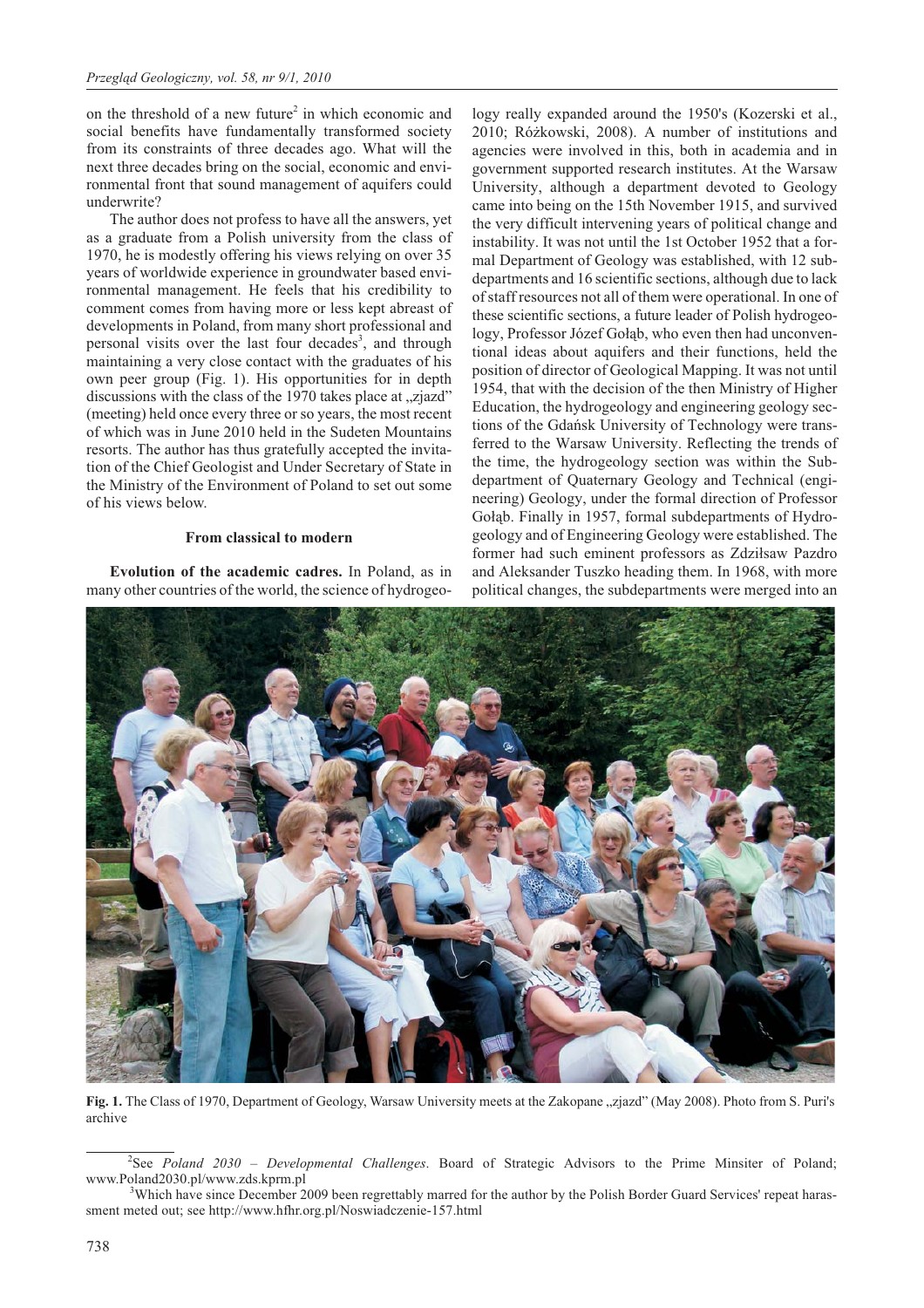on the threshold of a new future[2] in which economic and social benefits have fundamentally transformed society from its constraints of three decades ago. What will the next three decades bring on the social, economic and environmental front that sound management of aquifers could underwrite?

The author does not profess to have all the answers, yet as a graduate from a Polish university from the class of 1970, he is modestly offering his views relying on over 35 years of worldwide experience in groundwater based environmental management. He feels that his credibility to comment comes from having more or less kept abreast of developments in Poland, from many short professional and personal visits over the last four decades[3], and through maintaining a very close contact with the graduates of his own peer group (Fig. 1). His opportunities for in depth discussions with the class of the 1970 takes place at „zjazd" (meeting) held once every three or so years, the most recent of which was in June 2010 held in the Sudeten Mountains resorts. The author has thus gratefully accepted the invitation of the Chief Geologist and Under Secretary of State in the Ministry of the Environment of Poland to set out some of his views below.

## From classical to modern

**Evolution of the academic cadres.** In Poland, as in many other countries of the world, the science of hydrogeology really expanded around the 1950's (Kozerski et al., 2010; Różkowski, 2008). A number of institutions and agencies were involved in this, both in academia and in government supported research institutes. At the Warsaw University, although a department devoted to Geology came into being on the 15th November 1915, and survived the very difficult intervening years of political change and instability. It was not until the 1st October 1952 that a formal Department of Geology was established, with 12 subdepartments and 16 scientific sections, although due to lack of staff resources not all of them were operational. In one of these scientific sections, a future leader of Polish hydrogeology, Professor Józef Gołąb, who even then had unconventional ideas about aquifers and their functions, held the position of director of Geological Mapping. It was not until 1954, that with the decision of the then Ministry of Higher Education, the hydrogeology and engineering geology sections of the Gdańsk University of Technology were transferred to the Warsaw University. Reflecting the trends of the time, the hydrogeology section was within the Subdepartment of Quaternary Geology and Technical (engineering) Geology, under the formal direction of Professor Gołąb. Finally in 1957, formal subdepartments of Hydrogeology and of Engineering Geology were established. The former had such eminent professors as Zdziłsaw Pazdro and Aleksander Tuszko heading them. In 1968, with more political changes, the subdepartments were merged into an

**Fig. 1.** The Class of 1970, Department of Geology, Warsaw University meets at the Zakopane „zjazd" (May 2008). Photo from S. Puri's archive

[2] See *Poland 2030 – Developmental Challenges*. Board of Strategic Advisors to the Prime Minsiter of Poland; www.Poland2030.pl/www.zds.kprm.pl

[3] Which have since December 2009 been regrettably marred for the author by the Polish Border Guard Services' repeat harassment meted out; see http://www.hfhr.org.pl/Noswiadczenie-157.html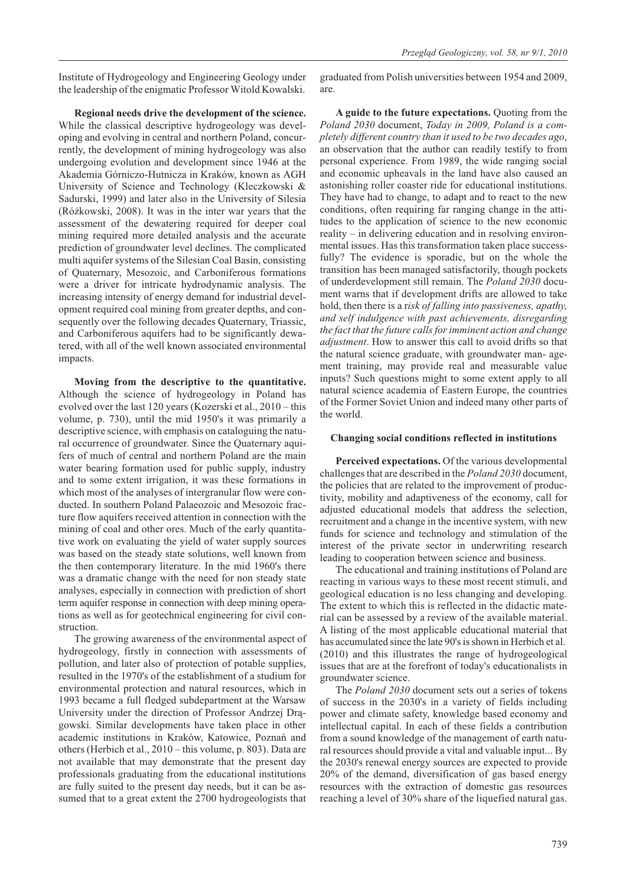Institute of Hydrogeology and Engineering Geology under the leadership of the enigmatic Professor Witold Kowalski.

**Regional needs drive the development of the science.** While the classical descriptive hydrogeology was developing and evolving in central and northern Poland, concurrently, the development of mining hydrogeology was also undergoing evolution and development since 1946 at the Akademia Górniczo-Hutnicza in Kraków, known as AGH University of Science and Technology (Kleczkowski & Sadurski, 1999) and later also in the University of Silesia (Różkowski, 2008). It was in the inter war years that the assessment of the dewatering required for deeper coal mining required more detailed analysis and the accurate prediction of groundwater level declines. The complicated multi aquifer systems of the Silesian Coal Basin, consisting of Quaternary, Mesozoic, and Carboniferous formations were a driver for intricate hydrodynamic analysis. The increasing intensity of energy demand for industrial development required coal mining from greater depths, and consequently over the following decades Quaternary, Triassic, and Carboniferous aquifers had to be significantly dewatered, with all of the well known associated environmental impacts.

**Moving from the descriptive to the quantitative.** Although the science of hydrogeology in Poland has evolved over the last 120 years (Kozerski et al., 2010 – this volume, p. 730), until the mid 1950's it was primarily a descriptive science, with emphasis on cataloguing the natural occurrence of groundwater. Since the Quaternary aquifers of much of central and northern Poland are the main water bearing formation used for public supply, industry and to some extent irrigation, it was these formations in which most of the analyses of intergranular flow were conducted. In southern Poland Palaeozoic and Mesozoic fracture flow aquifers received attention in connection with the mining of coal and other ores. Much of the early quantitative work on evaluating the yield of water supply sources was based on the steady state solutions, well known from the then contemporary literature. In the mid 1960's there was a dramatic change with the need for non steady state analyses, especially in connection with prediction of short term aquifer response in connection with deep mining operations as well as for geotechnical engineering for civil construction.

The growing awareness of the environmental aspect of hydrogeology, firstly in connection with assessments of pollution, and later also of protection of potable supplies, resulted in the 1970's of the establishment of a studium for environmental protection and natural resources, which in 1993 became a full fledged subdepartment at the Warsaw University under the direction of Professor Andrzej Drągowski. Similar developments have taken place in other academic institutions in Kraków, Katowice, Poznań and others (Herbich et al., 2010 – this volume, p. 803). Data are not available that may demonstrate that the present day professionals graduating from the educational institutions are fully suited to the present day needs, but it can be assumed that to a great extent the 2700 hydrogeologists that graduated from Polish universities between 1954 and 2009, are.

**A guide to the future expectations.** Quoting from the *Poland 2030* document, *Today in 2009, Poland is a completely different country than it used to be two decades ago*, an observation that the author can readily testify to from personal experience. From 1989, the wide ranging social and economic upheavals in the land have also caused an astonishing roller coaster ride for educational institutions. They have had to change, to adapt and to react to the new conditions, often requiring far ranging change in the attitudes to the application of science to the new economic reality – in delivering education and in resolving environmental issues. Has this transformation taken place successfully? The evidence is sporadic, but on the whole the transition has been managed satisfactorily, though pockets of underdevelopment still remain. The *Poland 2030* document warns that if development drifts are allowed to take hold, then there is a r*isk of falling into passiveness, apathy, and self indulgence with past achievements, disregarding the fact that the future calls for imminent action and change adjustment*. How to answer this call to avoid drifts so that the natural science graduate, with groundwater man- agement training, may provide real and measurable value inputs? Such questions might to some extent apply to all natural science academia of Eastern Europe, the countries of the Former Soviet Union and indeed many other parts of the world.

#### Changing social conditions reflected in institutions

**Perceived expectations.** Of the various developmental challenges that are described in the *Poland 2030* document, the policies that are related to the improvement of productivity, mobility and adaptiveness of the economy, call for adjusted educational models that address the selection, recruitment and a change in the incentive system, with new funds for science and technology and stimulation of the interest of the private sector in underwriting research leading to cooperation between science and business.

The educational and training institutions of Poland are reacting in various ways to these most recent stimuli, and geological education is no less changing and developing. The extent to which this is reflected in the didactic material can be assessed by a review of the available material. A listing of the most applicable educational material that has accumulated since the late 90's is shown in Herbich et al. (2010) and this illustrates the range of hydrogeological issues that are at the forefront of today's educationalists in groundwater science.

The *Poland 2030* document sets out a series of tokens of success in the 2030's in a variety of fields including power and climate safety, knowledge based economy and intellectual capital. In each of these fields a contribution from a sound knowledge of the management of earth natural resources should provide a vital and valuable input... By the 2030's renewal energy sources are expected to provide 20% of the demand, diversification of gas based energy resources with the extraction of domestic gas resources reaching a level of 30% share of the liquefied natural gas.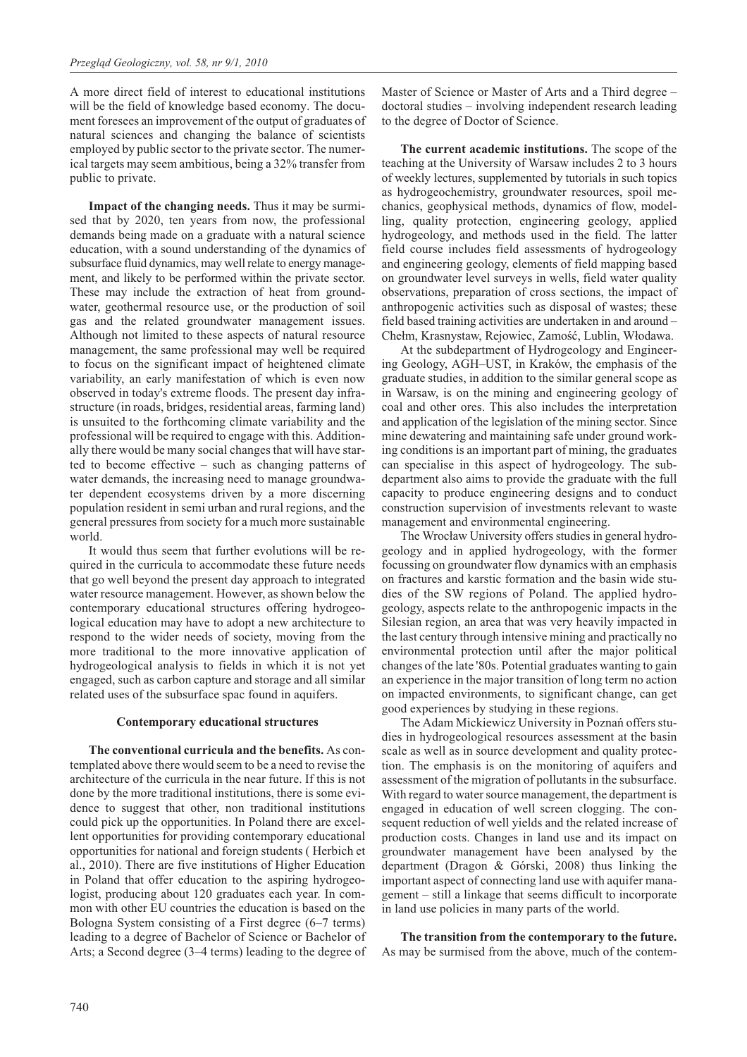A more direct field of interest to educational institutions will be the field of knowledge based economy. The document foresees an improvement of the output of graduates of natural sciences and changing the balance of scientists employed by public sector to the private sector. The numerical targets may seem ambitious, being a 32% transfer from public to private.

**Impact of the changing needs.** Thus it may be surmised that by 2020, ten years from now, the professional demands being made on a graduate with a natural science education, with a sound understanding of the dynamics of subsurface fluid dynamics, may well relate to energy management, and likely to be performed within the private sector. These may include the extraction of heat from groundwater, geothermal resource use, or the production of soil gas and the related groundwater management issues. Although not limited to these aspects of natural resource management, the same professional may well be required to focus on the significant impact of heightened climate variability, an early manifestation of which is even now observed in today's extreme floods. The present day infrastructure (in roads, bridges, residential areas, farming land) is unsuited to the forthcoming climate variability and the professional will be required to engage with this. Additionally there would be many social changes that will have started to become effective – such as changing patterns of water demands, the increasing need to manage groundwater dependent ecosystems driven by a more discerning population resident in semi urban and rural regions, and the general pressures from society for a much more sustainable world.

It would thus seem that further evolutions will be required in the curricula to accommodate these future needs that go well beyond the present day approach to integrated water resource management. However, as shown below the contemporary educational structures offering hydrogeological education may have to adopt a new architecture to respond to the wider needs of society, moving from the more traditional to the more innovative application of hydrogeological analysis to fields in which it is not yet engaged, such as carbon capture and storage and all similar related uses of the subsurface spac found in aquifers.

### Contemporary educational structures

**The conventional curricula and the benefits.** As contemplated above there would seem to be a need to revise the architecture of the curricula in the near future. If this is not done by the more traditional institutions, there is some evidence to suggest that other, non traditional institutions could pick up the opportunities. In Poland there are excellent opportunities for providing contemporary educational opportunities for national and foreign students ( Herbich et al., 2010). There are five institutions of Higher Education in Poland that offer education to the aspiring hydrogeologist, producing about 120 graduates each year. In common with other EU countries the education is based on the Bologna System consisting of a First degree (6–7 terms) leading to a degree of Bachelor of Science or Bachelor of Arts; a Second degree (3–4 terms) leading to the degree of Master of Science or Master of Arts and a Third degree – doctoral studies – involving independent research leading to the degree of Doctor of Science.

**The current academic institutions.** The scope of the teaching at the University of Warsaw includes 2 to 3 hours of weekly lectures, supplemented by tutorials in such topics as hydrogeochemistry, groundwater resources, spoil mechanics, geophysical methods, dynamics of flow, modelling, quality protection, engineering geology, applied hydrogeology, and methods used in the field. The latter field course includes field assessments of hydrogeology and engineering geology, elements of field mapping based on groundwater level surveys in wells, field water quality observations, preparation of cross sections, the impact of anthropogenic activities such as disposal of wastes; these field based training activities are undertaken in and around – Chełm, Krasnystaw, Rejowiec, Zamość, Lublin, Włodawa.

At the subdepartment of Hydrogeology and Engineering Geology, AGH–UST, in Kraków, the emphasis of the graduate studies, in addition to the similar general scope as in Warsaw, is on the mining and engineering geology of coal and other ores. This also includes the interpretation and application of the legislation of the mining sector. Since mine dewatering and maintaining safe under ground working conditions is an important part of mining, the graduates can specialise in this aspect of hydrogeology. The subdepartment also aims to provide the graduate with the full capacity to produce engineering designs and to conduct construction supervision of investments relevant to waste management and environmental engineering.

The Wrocław University offers studies in general hydrogeology and in applied hydrogeology, with the former focussing on groundwater flow dynamics with an emphasis on fractures and karstic formation and the basin wide studies of the SW regions of Poland. The applied hydrogeology, aspects relate to the anthropogenic impacts in the Silesian region, an area that was very heavily impacted in the last century through intensive mining and practically no environmental protection until after the major political changes of the late '80s. Potential graduates wanting to gain an experience in the major transition of long term no action on impacted environments, to significant change, can get good experiences by studying in these regions.

The Adam Mickiewicz University in Poznań offers studies in hydrogeological resources assessment at the basin scale as well as in source development and quality protection. The emphasis is on the monitoring of aquifers and assessment of the migration of pollutants in the subsurface. With regard to water source management, the department is engaged in education of well screen clogging. The consequent reduction of well yields and the related increase of production costs. Changes in land use and its impact on groundwater management have been analysed by the department (Dragon & Górski, 2008) thus linking the important aspect of connecting land use with aquifer management – still a linkage that seems difficult to incorporate in land use policies in many parts of the world.

**The transition from the contemporary to the future.** As may be surmised from the above, much of the contem-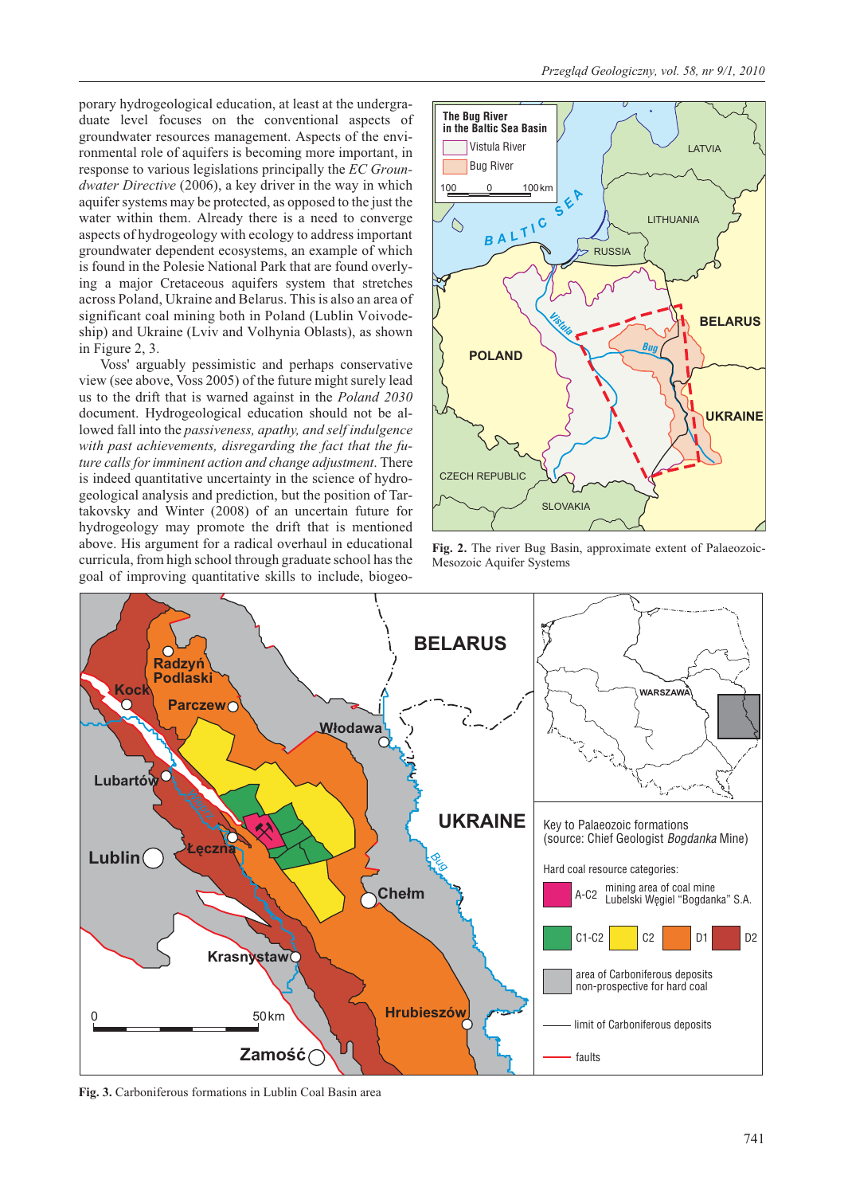porary hydrogeological education, at least at the undergraduate level focuses on the conventional aspects of groundwater resources management. Aspects of the environmental role of aquifers is becoming more important, in response to various legislations principally the *EC Groundwater Directive* (2006), a key driver in the way in which aquifer systems may be protected, as opposed to the just the water within them. Already there is a need to converge aspects of hydrogeology with ecology to address important groundwater dependent ecosystems, an example of which is found in the Polesie National Park that are found overlying a major Cretaceous aquifers system that stretches across Poland, Ukraine and Belarus. This is also an area of significant coal mining both in Poland (Lublin Voivodeship) and Ukraine (Lviv and Volhynia Oblasts), as shown in Figure 2, 3.

Voss' arguably pessimistic and perhaps conservative view (see above, Voss 2005) of the future might surely lead us to the drift that is warned against in the *Poland 2030* document. Hydrogeological education should not be allowed fall into the *passiveness, apathy, and self indulgence with past achievements, disregarding the fact that the future calls for imminent action and change adjustment*. There is indeed quantitative uncertainty in the science of hydrogeological analysis and prediction, but the position of Tartakovsky and Winter (2008) of an uncertain future for hydrogeology may promote the drift that is mentioned above. His argument for a radical overhaul in educational curricula, from high school through graduate school has the goal of improving quantitative skills to include, biogeo-

**Fig. 2.** The river Bug Basin, approximate extent of Palaeozoic-Mesozoic Aquifer Systems

**Fig. 3.** Carboniferous formations in Lublin Coal Basin area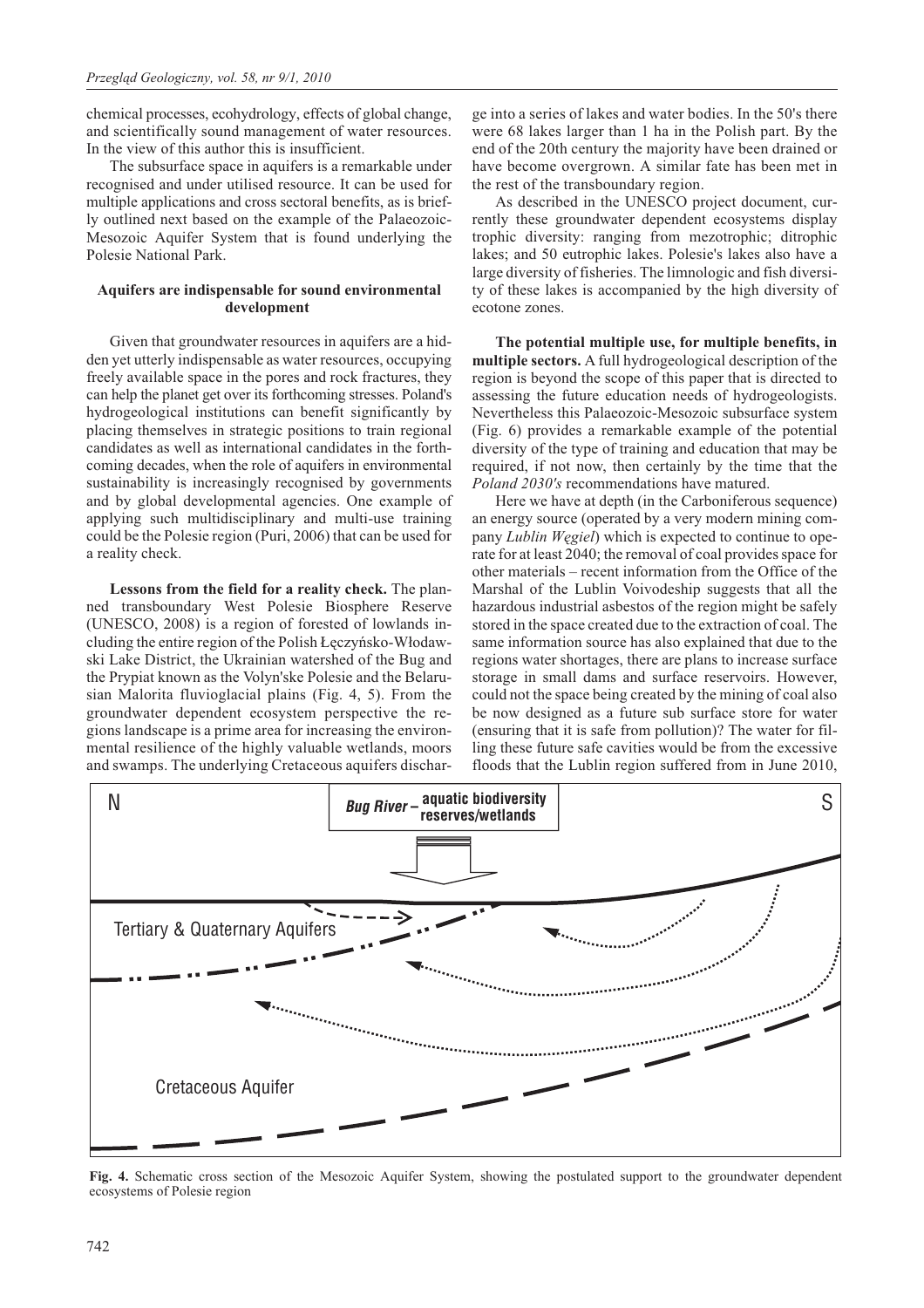chemical processes, ecohydrology, effects of global change, and scientifically sound management of water resources. In the view of this author this is insufficient.

The subsurface space in aquifers is a remarkable under recognised and under utilised resource. It can be used for multiple applications and cross sectoral benefits, as is briefly outlined next based on the example of the Palaeozoic-Mesozoic Aquifer System that is found underlying the Polesie National Park.

#### Aquifers are indispensable for sound environmental development

Given that groundwater resources in aquifers are a hidden yet utterly indispensable as water resources, occupying freely available space in the pores and rock fractures, they can help the planet get over its forthcoming stresses. Poland's hydrogeological institutions can benefit significantly by placing themselves in strategic positions to train regional candidates as well as international candidates in the forthcoming decades, when the role of aquifers in environmental sustainability is increasingly recognised by governments and by global developmental agencies. One example of applying such multidisciplinary and multi-use training could be the Polesie region (Puri, 2006) that can be used for a reality check.

**Lessons from the field for a reality check.** The planned transboundary West Polesie Biosphere Reserve (UNESCO, 2008) is a region of forested of lowlands including the entire region of the Polish Łęczyńsko-Włodawski Lake District, the Ukrainian watershed of the Bug and the Prypiat known as the Volyn'ske Polesie and the Belarusian Malorita fluvioglacial plains (Fig. 4, 5). From the groundwater dependent ecosystem perspective the regions landscape is a prime area for increasing the environmental resilience of the highly valuable wetlands, moors and swamps. The underlying Cretaceous aquifers discharge into a series of lakes and water bodies. In the 50's there were 68 lakes larger than 1 ha in the Polish part. By the end of the 20th century the majority have been drained or have become overgrown. A similar fate has been met in the rest of the transboundary region.

As described in the UNESCO project document, currently these groundwater dependent ecosystems display trophic diversity: ranging from mezotrophic; ditrophic lakes; and 50 eutrophic lakes. Polesie's lakes also have a large diversity of fisheries. The limnologic and fish diversity of these lakes is accompanied by the high diversity of ecotone zones.

**The potential multiple use, for multiple benefits, in multiple sectors.** A full hydrogeological description of the region is beyond the scope of this paper that is directed to assessing the future education needs of hydrogeologists. Nevertheless this Palaeozoic-Mesozoic subsurface system (Fig. 6) provides a remarkable example of the potential diversity of the type of training and education that may be required, if not now, then certainly by the time that the *Poland 2030's* recommendations have matured.

Here we have at depth (in the Carboniferous sequence) an energy source (operated by a very modern mining company *Lublin Węgiel*) which is expected to continue to operate for at least 2040; the removal of coal provides space for other materials – recent information from the Office of the Marshal of the Lublin Voivodeship suggests that all the hazardous industrial asbestos of the region might be safely stored in the space created due to the extraction of coal. The same information source has also explained that due to the regions water shortages, there are plans to increase surface storage in small dams and surface reservoirs. However, could not the space being created by the mining of coal also be now designed as a future sub surface store for water (ensuring that it is safe from pollution)? The water for filling these future safe cavities would be from the excessive floods that the Lublin region suffered from in June 2010,

**Fig. 4.** Schematic cross section of the Mesozoic Aquifer System, showing the postulated support to the groundwater dependent ecosystems of Polesie region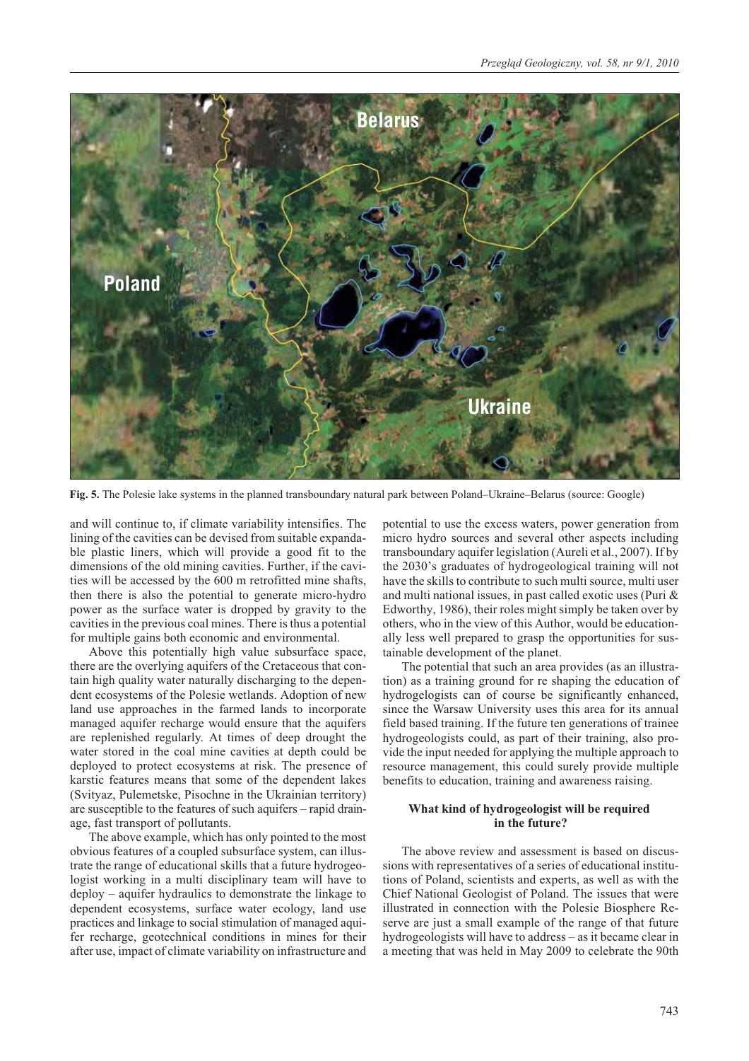**Fig. 5.** The Polesie lake systems in the planned transboundary natural park between Poland–Ukraine–Belarus (source: Google)

and will continue to, if climate variability intensifies. The lining of the cavities can be devised from suitable expandable plastic liners, which will provide a good fit to the dimensions of the old mining cavities. Further, if the cavities will be accessed by the 600 m retrofitted mine shafts, then there is also the potential to generate micro-hydro power as the surface water is dropped by gravity to the cavities in the previous coal mines. There is thus a potential for multiple gains both economic and environmental.

Above this potentially high value subsurface space, there are the overlying aquifers of the Cretaceous that contain high quality water naturally discharging to the dependent ecosystems of the Polesie wetlands. Adoption of new land use approaches in the farmed lands to incorporate managed aquifer recharge would ensure that the aquifers are replenished regularly. At times of deep drought the water stored in the coal mine cavities at depth could be deployed to protect ecosystems at risk. The presence of karstic features means that some of the dependent lakes (Svityaz, Pulemetske, Pisochne in the Ukrainian territory) are susceptible to the features of such aquifers – rapid drainage, fast transport of pollutants.

The above example, which has only pointed to the most obvious features of a coupled subsurface system, can illustrate the range of educational skills that a future hydrogeologist working in a multi disciplinary team will have to deploy – aquifer hydraulics to demonstrate the linkage to dependent ecosystems, surface water ecology, land use practices and linkage to social stimulation of managed aquifer recharge, geotechnical conditions in mines for their after use, impact of climate variability on infrastructure and potential to use the excess waters, power generation from micro hydro sources and several other aspects including transboundary aquifer legislation (Aureli et al., 2007). If by the 2030's graduates of hydrogeological training will not have the skills to contribute to such multi source, multi user and multi national issues, in past called exotic uses (Puri & Edworthy, 1986), their roles might simply be taken over by others, who in the view of this Author, would be educationally less well prepared to grasp the opportunities for sustainable development of the planet.

The potential that such an area provides (as an illustration) as a training ground for re shaping the education of hydrogeologists can of course be significantly enhanced, since the Warsaw University uses this area for its annual field based training. If the future ten generations of trainee hydrogeologists could, as part of their training, also provide the input needed for applying the multiple approach to resource management, this could surely provide multiple benefits to education, training and awareness raising.

## What kind of hydrogeologist will be required in the future?

The above review and assessment is based on discussions with representatives of a series of educational institutions of Poland, scientists and experts, as well as with the Chief National Geologist of Poland. The issues that were illustrated in connection with the Polesie Biosphere Reserve are just a small example of the range of that future hydrogeologists will have to address – as it became clear in a meeting that was held in May 2009 to celebrate the 90th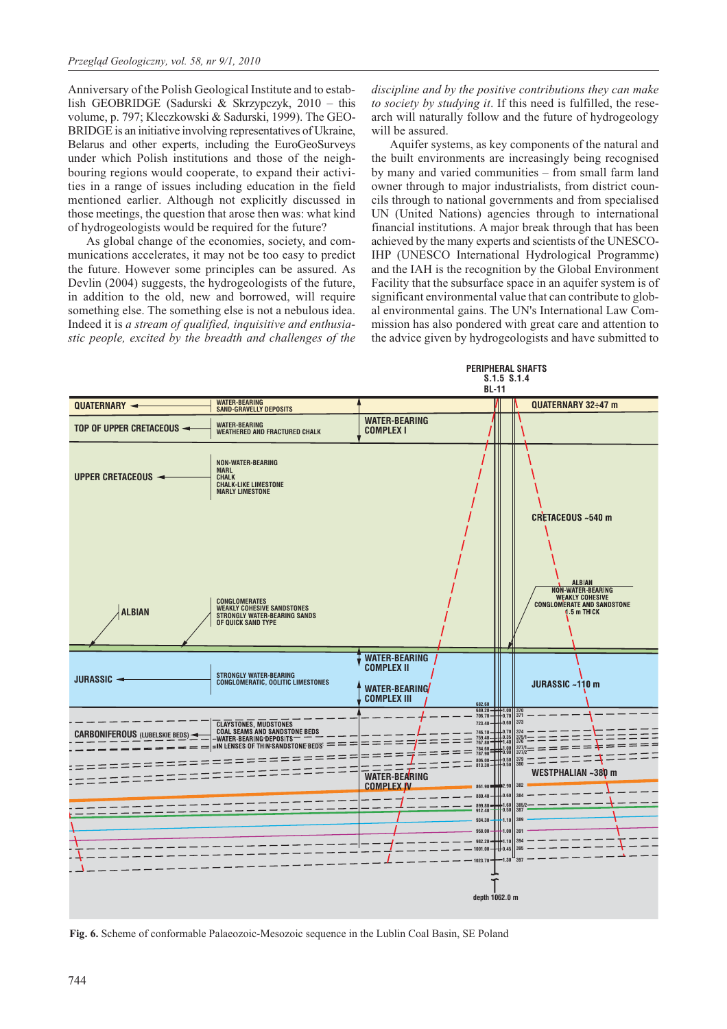Anniversary of the Polish Geological Institute and to establish GEOBRIDGE (Sadurski & Skrzypczyk, 2010 – this volume, p. 797; Kleczkowski & Sadurski, 1999). The GEOBRIDGE is an initiative involving representatives of Ukraine, Belarus and other experts, including the EuroGeoSurveys under which Polish institutions and those of the neighbouring regions would cooperate, to expand their activities in a range of issues including education in the field mentioned earlier. Although not explicitly discussed in those meetings, the question that arose then was: what kind of hydrogeologists would be required for the future?

As global change of the economies, society, and communications accelerates, it may not be too easy to predict the future. However some principles can be assured. As Devlin (2004) suggests, the hydrogeologists of the future, in addition to the old, new and borrowed, will require something else. The something else is not a nebulous idea. Indeed it is *a stream of qualified, inquisitive and enthusiastic people, excited by the breadth and challenges of the discipline and by the positive contributions they can make to society by studying it*. If this need is fulfilled, the research will naturally follow and the future of hydrogeology will be assured.

Aquifer systems, as key components of the natural and the built environments are increasingly being recognised by many and varied communities – from small farm land owner through to major industrialists, from district councils through to national governments and from specialised UN (United Nations) agencies through to international financial institutions. A major break through that has been achieved by the many experts and scientists of the UNESCO-IHP (UNESCO International Hydrological Programme) and the IAH is the recognition by the Global Environment Facility that the subsurface space in an aquifer system is of significant environmental value that can contribute to global environmental gains. The UN's International Law Commission has also pondered with great care and attention to the advice given by hydrogeologists and have submitted to

**Fig. 6.** Scheme of conformable Palaeozoic-Mesozoic sequence in the Lublin Coal Basin, SE Poland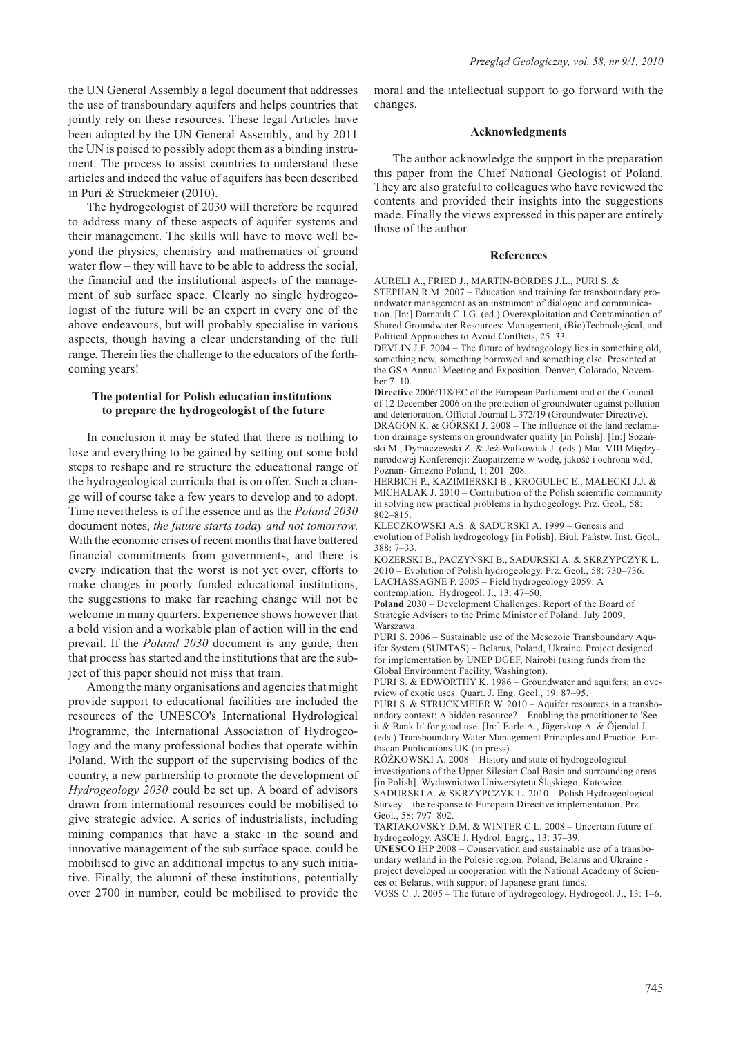the UN General Assembly a legal document that addresses the use of transboundary aquifers and helps countries that jointly rely on these resources. These legal Articles have been adopted by the UN General Assembly, and by 2011 the UN is poised to possibly adopt them as a binding instrument. The process to assist countries to understand these articles and indeed the value of aquifers has been described in Puri & Struckmeier (2010).

The hydrogeologist of 2030 will therefore be required to address many of these aspects of aquifer systems and their management. The skills will have to move well beyond the physics, chemistry and mathematics of ground water flow – they will have to be able to address the social, the financial and the institutional aspects of the management of sub surface space. Clearly no single hydrogeologist of the future will be an expert in every one of the above endeavours, but will probably specialise in various aspects, though having a clear understanding of the full range. Therein lies the challenge to the educators of the forthcoming years!

### The potential for Polish education institutions to prepare the hydrogeologist of the future

In conclusion it may be stated that there is nothing to lose and everything to be gained by setting out some bold steps to reshape and re structure the educational range of the hydrogeological curricula that is on offer. Such a change will of course take a few years to develop and to adopt. Time nevertheless is of the essence and as the *Poland 2030* document notes, *the future starts today and not tomorrow.* With the economic crises of recent months that have battered financial commitments from governments, and there is every indication that the worst is not yet over, efforts to make changes in poorly funded educational institutions, the suggestions to make far reaching change will not be welcome in many quarters. Experience shows however that a bold vision and a workable plan of action will in the end prevail. If the *Poland 2030* document is any guide, then that process has started and the institutions that are the subject of this paper should not miss that train.

Among the many organisations and agencies that might provide support to educational facilities are included the resources of the UNESCO's International Hydrological Programme, the International Association of Hydrogeology and the many professional bodies that operate within Poland. With the support of the supervising bodies of the country, a new partnership to promote the development of *Hydrogeology 2030* could be set up. A board of advisors drawn from international resources could be mobilised to give strategic advice. A series of industrialists, including mining companies that have a stake in the sound and innovative management of the sub surface space, could be mobilised to give an additional impetus to any such initiative. Finally, the alumni of these institutions, potentially over 2700 in number, could be mobilised to provide the moral and the intellectual support to go forward with the changes.

### Acknowledgments

The author acknowledge the support in the preparation this paper from the Chief National Geologist of Poland. They are also grateful to colleagues who have reviewed the contents and provided their insights into the suggestions made. Finally the views expressed in this paper are entirely those of the author.

### References

AURELI A., FRIED J., MARTIN-BORDES J.L., PURI S. & STEPHAN R.M. 2007 – Education and training for transboundary groundwater management as an instrument of dialogue and communication. [In:] Darnault C.J.G. (ed.) Overexploitation and Contamination of Shared Groundwater Resources: Management, (Bio)Technological, and Political Approaches to Avoid Conflicts, 25–33.

DEVLIN J.F. 2004 – The future of hydrogeology lies in something old, something new, something borrowed and something else. Presented at the GSA Annual Meeting and Exposition, Denver, Colorado, November 7–10.

**Directive** 2006/118/EC of the European Parliament and of the Council of 12 December 2006 on the protection of groundwater against pollution and deterioration. Official Journal L 372/19 (Groundwater Directive).

DRAGON K. & GÓRSKI J. 2008 – The influence of the land reclamation drainage systems on groundwater quality [in Polish]. [In:] Sozański M., Dymaczewski Z. & Jeż-Walkowiak J. (eds.) Mat. VIII Międzynarodowej Konferencji: Zaopatrzenie w wodę, jakość i ochrona wód, Poznań- Gniezno Poland, 1: 201–208.

HERBICH P., KAZIMIERSKI B., KROGULEC E., MAŁECKI J.J. & MICHALAK J. 2010 – Contribution of the Polish scientific community in solving new practical problems in hydrogeology. Prz. Geol., 58: 802–815.

KLECZKOWSKI A.S. & SADURSKI A. 1999 – Genesis and evolution of Polish hydrogeology [in Polish]. Biul. Państw. Inst. Geol., 388: 7–33.

KOZERSKI B., PACZYŃSKI B., SADURSKI A. & SKRZYPCZYK L. 2010 – Evolution of Polish hydrogeology. Prz. Geol., 58: 730–736.

LACHASSAGNE P. 2005 – Field hydrogeology 2059: A contemplation. Hydrogeol. J., 13: 47–50.

**Poland** 2030 – Development Challenges. Report of the Board of Strategic Advisers to the Prime Minister of Poland. July 2009, Warszawa.

PURI S. 2006 – Sustainable use of the Mesozoic Transboundary Aquifer System (SUMTAS) – Belarus, Poland, Ukraine. Project designed for implementation by UNEP DGEF, Nairobi (using funds from the Global Environment Facility, Washington).

PURI S. & EDWORTHY K. 1986 – Groundwater and aquifers; an overview of exotic uses. Quart. J. Eng. Geol., 19: 87–95.

PURI S. & STRUCKMEIER W. 2010 – Aquifer resources in a transboundary context: A hidden resource? – Enabling the practitioner to 'See it & Bank It' for good use. [In:] Earle A., Jägerskog A. & Öjendal J. (eds.) Transboundary Water Management Principles and Practice. Earthscan Publications UK (in press).

RÓŻKOWSKI A. 2008 – History and state of hydrogeological investigations of the Upper Silesian Coal Basin and surrounding areas [in Polish]. Wydawnictwo Uniwersytetu Śląskiego, Katowice.

SADURSKI A. & SKRZYPCZYK L. 2010 – Polish Hydrogeological Survey – the response to European Directive implementation. Prz. Geol., 58: 797–802.

TARTAKOVSKY D.M. & WINTER C.L. 2008 – Uncertain future of hydrogeology. ASCE J. Hydrol. Engrg., 13: 37–39.

**UNESCO** IHP 2008 – Conservation and sustainable use of a transboundary wetland in the Polesie region. Poland, Belarus and Ukraine - project developed in cooperation with the National Academy of Sciences of Belarus, with support of Japanese grant funds.

VOSS C. J. 2005 – The future of hydrogeology. Hydrogeol. J., 13: 1–6.